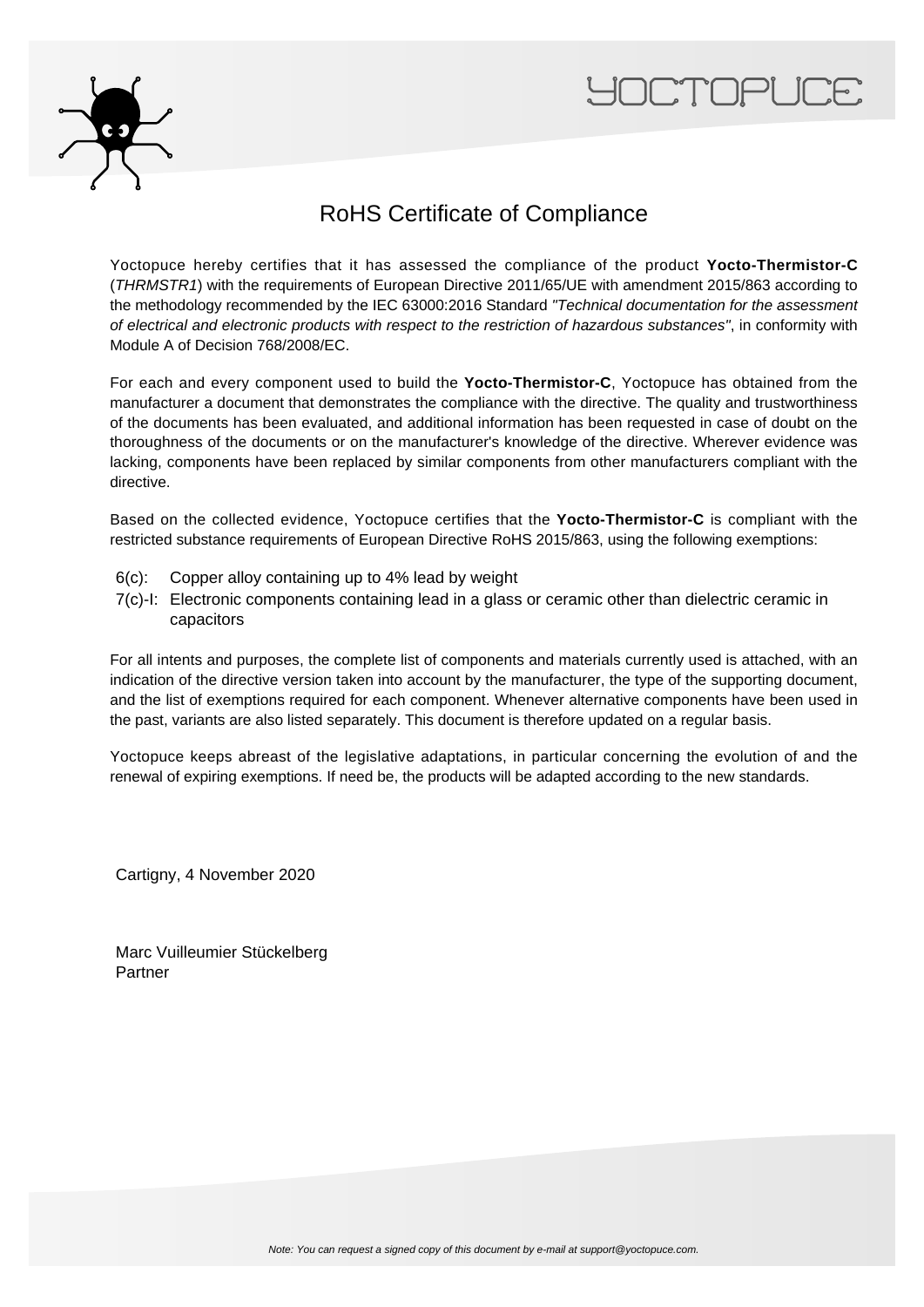YOCTOPUCE

# RoHS Certificate of Compliance

Yoctopuce hereby certifies that it has assessed the compliance of the product **Yocto-Thermistor-C** (*THRMSTR1*) with the requirements of European Directive 2011/65/UE with amendment 2015/863 according to the methodology recommended by the IEC 63000:2016 Standard *"Technical documentation for the assessment of electrical and electronic products with respect to the restriction of hazardous substances"*, in conformity with Module A of Decision 768/2008/EC.

For each and every component used to build the **Yocto-Thermistor-C**, Yoctopuce has obtained from the manufacturer a document that demonstrates the compliance with the directive. The quality and trustworthiness of the documents has been evaluated, and additional information has been requested in case of doubt on the thoroughness of the documents or on the manufacturer's knowledge of the directive. Wherever evidence was lacking, components have been replaced by similar components from other manufacturers compliant with the directive.

Based on the collected evidence, Yoctopuce certifies that the **Yocto-Thermistor-C** is compliant with the restricted substance requirements of European Directive RoHS 2015/863, using the following exemptions:

- 6(c): Copper alloy containing up to 4% lead by weight
- 7(c)-I: Electronic components containing lead in a glass or ceramic other than dielectric ceramic in capacitors

For all intents and purposes, the complete list of components and materials currently used is attached, with an indication of the directive version taken into account by the manufacturer, the type of the supporting document, and the list of exemptions required for each component. Whenever alternative components have been used in the past, variants are also listed separately. This document is therefore updated on a regular basis.

Yoctopuce keeps abreast of the legislative adaptations, in particular concerning the evolution of and the renewal of expiring exemptions. If need be, the products will be adapted according to the new standards.

Cartigny, 4 November 2020

Marc Vuilleumier Stückelberg
Partner

*Note: You can request a signed copy of this document by e-mail at support@yoctopuce.com.*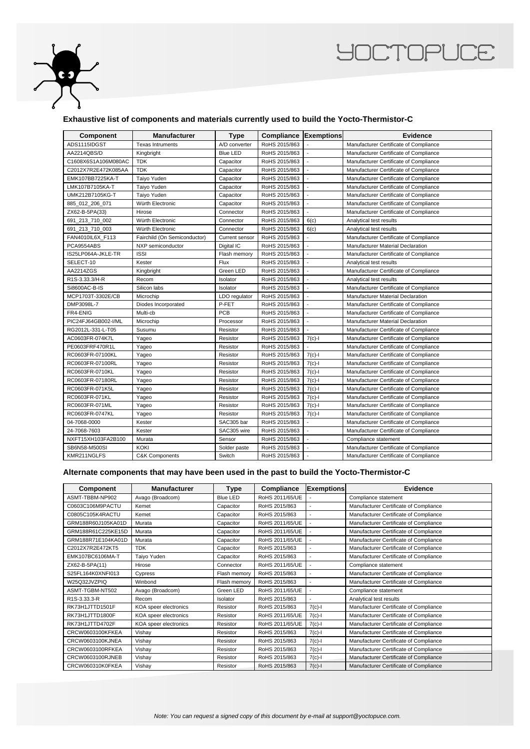YOCTOPUCE

## Exhaustive list of components and materials currently used to build the Yocto-Thermistor-C

| Component | Manufacturer | Type | Compliance | Exemptions | Evidence |
|---|---|---|---|---|---|
| ADS1115IDGST | Texas Intruments | A/D converter | RoHS 2015/863 | - | Manufacturer Certificate of Compliance |
| AA2214QBS/D | Kingbright | Blue LED | RoHS 2015/863 | - | Manufacturer Certificate of Compliance |
| C1608X6S1A106M080AC | TDK | Capacitor | RoHS 2015/863 | - | Manufacturer Certificate of Compliance |
| C2012X7R2E472K085AA | TDK | Capacitor | RoHS 2015/863 | - | Manufacturer Certificate of Compliance |
| EMK107BB7225KA-T | Taiyo Yuden | Capacitor | RoHS 2015/863 | - | Manufacturer Certificate of Compliance |
| LMK107B7105KA-T | Taiyo Yuden | Capacitor | RoHS 2015/863 | - | Manufacturer Certificate of Compliance |
| UMK212B7105KG-T | Taiyo Yuden | Capacitor | RoHS 2015/863 | - | Manufacturer Certificate of Compliance |
| 885_012_206_071 | Würth Electronic | Capacitor | RoHS 2015/863 | - | Manufacturer Certificate of Compliance |
| ZX62-B-5PA(33) | Hirose | Connector | RoHS 2015/863 | - | Manufacturer Certificate of Compliance |
| 691_213_710_002 | Würth Electronic | Connector | RoHS 2015/863 | 6(c) | Analytical test results |
| 691_213_710_003 | Würth Electronic | Connector | RoHS 2015/863 | 6(c) | Analytical test results |
| FAN4010IL6X_F113 | Fairchild (On Semiconductor) | Current sensor | RoHS 2015/863 | - | Manufacturer Certificate of Compliance |
| PCA9554ABS | NXP semiconductor | Digital IC | RoHS 2015/863 | - | Manufacturer Material Declaration |
| IS25LP064A-JKLE-TR | ISSI | Flash memory | RoHS 2015/863 | - | Manufacturer Certificate of Compliance |
| SELECT-10 | Kester | Flux | RoHS 2015/863 | - | Analytical test results |
| AA2214ZGS | Kingbright | Green LED | RoHS 2015/863 | - | Manufacturer Certificate of Compliance |
| R1S-3.33.3/H-R | Recom | Isolator | RoHS 2015/863 | - | Analytical test results |
| Si8600AC-B-IS | Silicon labs | Isolator | RoHS 2015/863 | - | Manufacturer Certificate of Compliance |
| MCP1703T-3302E/CB | Microchip | LDO regulator | RoHS 2015/863 | - | Manufacturer Material Declaration |
| DMP3098L-7 | Diodes Incorporated | P-FET | RoHS 2015/863 | - | Manufacturer Certificate of Compliance |
| FR4-ENIG | Multi-cb | PCB | RoHS 2015/863 | - | Manufacturer Certificate of Compliance |
| PIC24FJ64GB002-I/ML | Microchip | Processor | RoHS 2015/863 | - | Manufacturer Material Declaration |
| RG2012L-331-L-T05 | Susumu | Resistor | RoHS 2015/863 | - | Manufacturer Certificate of Compliance |
| AC0603FR-074K7L | Yageo | Resistor | RoHS 2015/863 | 7(c)-I | Manufacturer Certificate of Compliance |
| PE0603FRF470R1L | Yageo | Resistor | RoHS 2015/863 | - | Manufacturer Certificate of Compliance |
| RC0603FR-07100KL | Yageo | Resistor | RoHS 2015/863 | 7(c)-I | Manufacturer Certificate of Compliance |
| RC0603FR-07100RL | Yageo | Resistor | RoHS 2015/863 | 7(c)-I | Manufacturer Certificate of Compliance |
| RC0603FR-0710KL | Yageo | Resistor | RoHS 2015/863 | 7(c)-I | Manufacturer Certificate of Compliance |
| RC0603FR-07180RL | Yageo | Resistor | RoHS 2015/863 | 7(c)-I | Manufacturer Certificate of Compliance |
| RC0603FR-071K5L | Yageo | Resistor | RoHS 2015/863 | 7(c)-I | Manufacturer Certificate of Compliance |
| RC0603FR-071KL | Yageo | Resistor | RoHS 2015/863 | 7(c)-I | Manufacturer Certificate of Compliance |
| RC0603FR-071ML | Yageo | Resistor | RoHS 2015/863 | 7(c)-I | Manufacturer Certificate of Compliance |
| RC0603FR-0747KL | Yageo | Resistor | RoHS 2015/863 | 7(c)-I | Manufacturer Certificate of Compliance |
| 04-7068-0000 | Kester | SAC305 bar | RoHS 2015/863 | - | Manufacturer Certificate of Compliance |
| 24-7068-7603 | Kester | SAC305 wire | RoHS 2015/863 | - | Manufacturer Certificate of Compliance |
| NXFT15XH103FA2B100 | Murata | Sensor | RoHS 2015/863 | - | Compliance statement |
| SB6N58-M500SI | KOKI | Solder paste | RoHS 2015/863 | - | Manufacturer Certificate of Compliance |
| KMR211NGLFS | C&K Components | Switch | RoHS 2015/863 | - | Manufacturer Certificate of Compliance |

## Alternate components that may have been used in the past to build the Yocto-Thermistor-C

| Component | Manufacturer | Type | Compliance | Exemptions | Evidence |
|---|---|---|---|---|---|
| ASMT-TBBM-NP902 | Avago (Broadcom) | Blue LED | RoHS 2011/65/UE | - | Compliance statement |
| C0603C106M9PACTU | Kemet | Capacitor | RoHS 2015/863 | - | Manufacturer Certificate of Compliance |
| C0805C105K4RACTU | Kemet | Capacitor | RoHS 2015/863 | - | Manufacturer Certificate of Compliance |
| GRM188R60J105KA01D | Murata | Capacitor | RoHS 2011/65/UE | - | Manufacturer Certificate of Compliance |
| GRM188R61C225KE15D | Murata | Capacitor | RoHS 2011/65/UE | - | Manufacturer Certificate of Compliance |
| GRM188R71E104KA01D | Murata | Capacitor | RoHS 2011/65/UE | - | Manufacturer Certificate of Compliance |
| C2012X7R2E472KT5 | TDK | Capacitor | RoHS 2015/863 | - | Manufacturer Certificate of Compliance |
| EMK107BC6106MA-T | Taiyo Yuden | Capacitor | RoHS 2015/863 | - | Manufacturer Certificate of Compliance |
| ZX62-B-5PA(11) | Hirose | Connector | RoHS 2011/65/UE | - | Compliance statement |
| S25FL164K0XNFI013 | Cypress | Flash memory | RoHS 2015/863 | - | Manufacturer Certificate of Compliance |
| W25Q32JVZPIQ | Winbond | Flash memory | RoHS 2015/863 | - | Manufacturer Certificate of Compliance |
| ASMT-TGBM-NT502 | Avago (Broadcom) | Green LED | RoHS 2011/65/UE | - | Compliance statement |
| R1S-3.33.3-R | Recom | Isolator | RoHS 2015/863 | - | Analytical test results |
| RK73H1JTTD1501F | KOA speer electronics | Resistor | RoHS 2015/863 | 7(c)-I | Manufacturer Certificate of Compliance |
| RK73H1JTTD1800F | KOA speer electronics | Resistor | RoHS 2011/65/UE | 7(c)-I | Manufacturer Certificate of Compliance |
| RK73H1JTTD4702F | KOA speer electronics | Resistor | RoHS 2011/65/UE | 7(c)-I | Manufacturer Certificate of Compliance |
| CRCW0603100KFKEA | Vishay | Resistor | RoHS 2015/863 | 7(c)-I | Manufacturer Certificate of Compliance |
| CRCW0603100KJNEA | Vishay | Resistor | RoHS 2015/863 | 7(c)-I | Manufacturer Certificate of Compliance |
| CRCW0603100RFKEA | Vishay | Resistor | RoHS 2015/863 | 7(c)-I | Manufacturer Certificate of Compliance |
| CRCW0603100RJNEB | Vishay | Resistor | RoHS 2015/863 | 7(c)-I | Manufacturer Certificate of Compliance |
| CRCW060310K0FKEA | Vishay | Resistor | RoHS 2015/863 | 7(c)-I | Manufacturer Certificate of Compliance |

*Note: You can request a signed copy of this document by e-mail at support@yoctopuce.com.*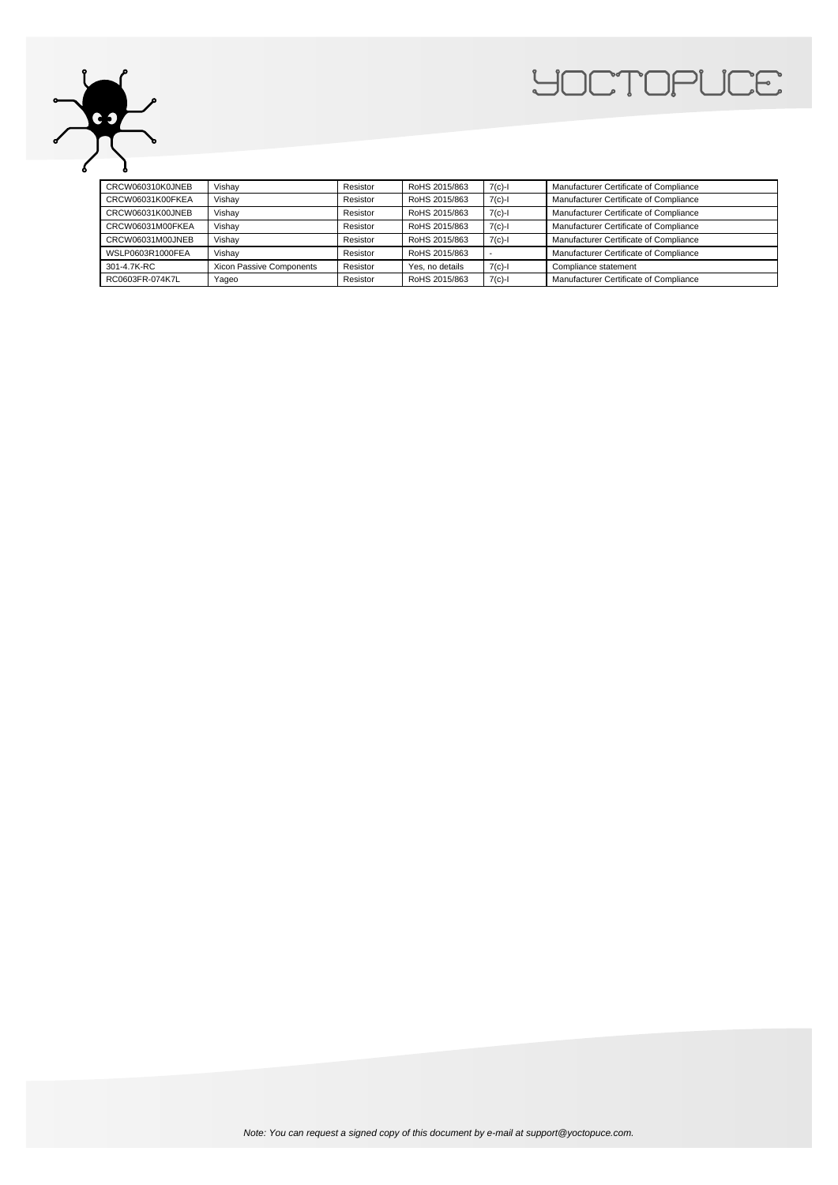| | | | | | |
|---|---|---|---|---|---|
| CRCW060310K0JNEB | Vishay | Resistor | RoHS 2015/863 | 7(c)-I | Manufacturer Certificate of Compliance |
| CRCW06031K00FKEA | Vishay | Resistor | RoHS 2015/863 | 7(c)-I | Manufacturer Certificate of Compliance |
| CRCW06031K00JNEB | Vishay | Resistor | RoHS 2015/863 | 7(c)-I | Manufacturer Certificate of Compliance |
| CRCW06031M00FKEA | Vishay | Resistor | RoHS 2015/863 | 7(c)-I | Manufacturer Certificate of Compliance |
| CRCW06031M00JNEB | Vishay | Resistor | RoHS 2015/863 | 7(c)-I | Manufacturer Certificate of Compliance |
| WSLP0603R1000FEA | Vishay | Resistor | RoHS 2015/863 | - | Manufacturer Certificate of Compliance |
| 301-4.7K-RC | Xicon Passive Components | Resistor | Yes, no details | 7(c)-I | Compliance statement |
| RC0603FR-074K7L | Yageo | Resistor | RoHS 2015/863 | 7(c)-I | Manufacturer Certificate of Compliance |

*Note: You can request a signed copy of this document by e-mail at support@yoctopuce.com.*